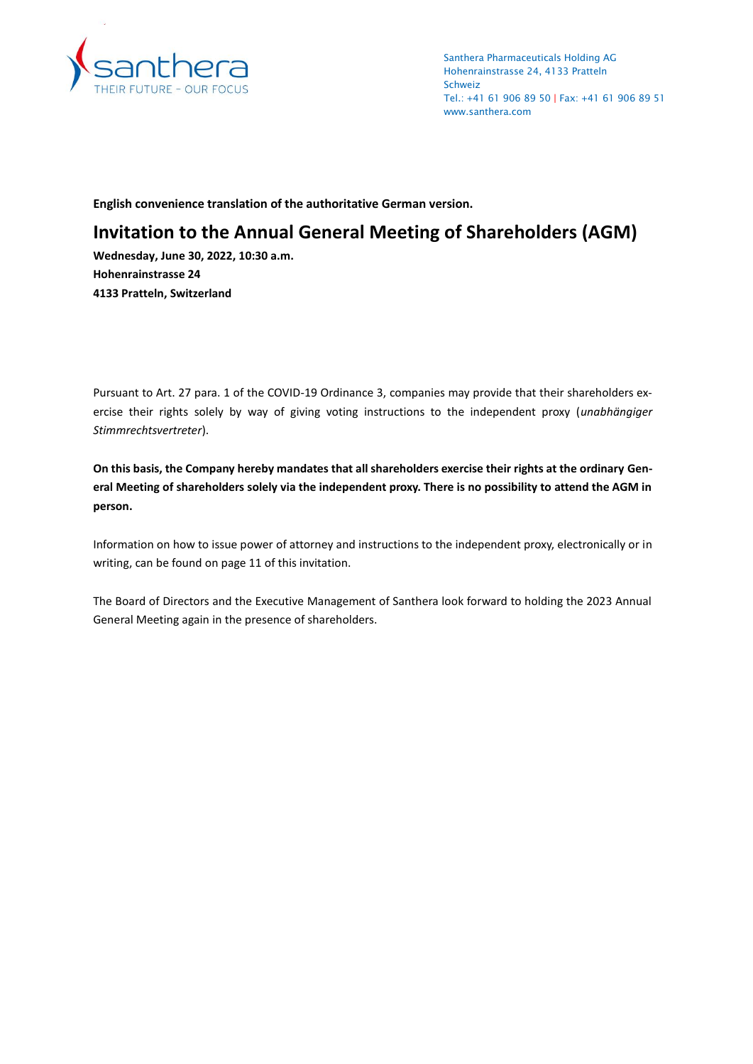santhera
THEIR FUTURE – OUR FOCUS

Santhera Pharmaceuticals Holding AG
Hohenrainstrasse 24, 4133 Pratteln
Schweiz
Tel.: +41 61 906 89 50 | Fax: +41 61 906 89 51
www.santhera.com

**English convenience translation of the authoritative German version.**

# Invitation to the Annual General Meeting of Shareholders (AGM)

**Wednesday, June 30, 2022, 10:30 a.m.**
**Hohenrainstrasse 24**
**4133 Pratteln, Switzerland**

Pursuant to Art. 27 para. 1 of the COVID-19 Ordinance 3, companies may provide that their shareholders exercise their rights solely by way of giving voting instructions to the independent proxy (*unabhängiger Stimmrechtsvertreter*).

**On this basis, the Company hereby mandates that all shareholders exercise their rights at the ordinary General Meeting of shareholders solely via the independent proxy. There is no possibility to attend the AGM in person.**

Information on how to issue power of attorney and instructions to the independent proxy, electronically or in writing, can be found on page 11 of this invitation.

The Board of Directors and the Executive Management of Santhera look forward to holding the 2023 Annual General Meeting again in the presence of shareholders.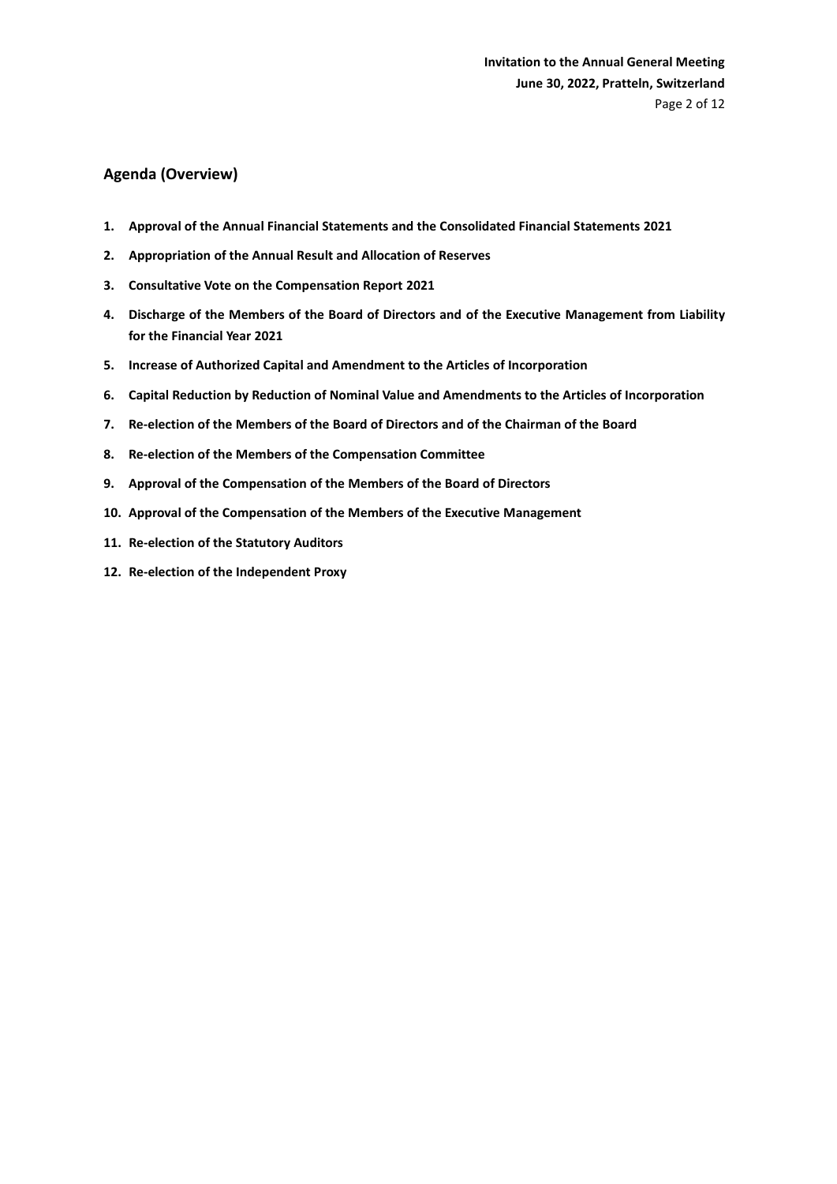## Agenda (Overview)

1. **Approval of the Annual Financial Statements and the Consolidated Financial Statements 2021**
2. **Appropriation of the Annual Result and Allocation of Reserves**
3. **Consultative Vote on the Compensation Report 2021**
4. **Discharge of the Members of the Board of Directors and of the Executive Management from Liability for the Financial Year 2021**
5. **Increase of Authorized Capital and Amendment to the Articles of Incorporation**
6. **Capital Reduction by Reduction of Nominal Value and Amendments to the Articles of Incorporation**
7. **Re-election of the Members of the Board of Directors and of the Chairman of the Board**
8. **Re-election of the Members of the Compensation Committee**
9. **Approval of the Compensation of the Members of the Board of Directors**
10. **Approval of the Compensation of the Members of the Executive Management**
11. **Re-election of the Statutory Auditors**
12. **Re-election of the Independent Proxy**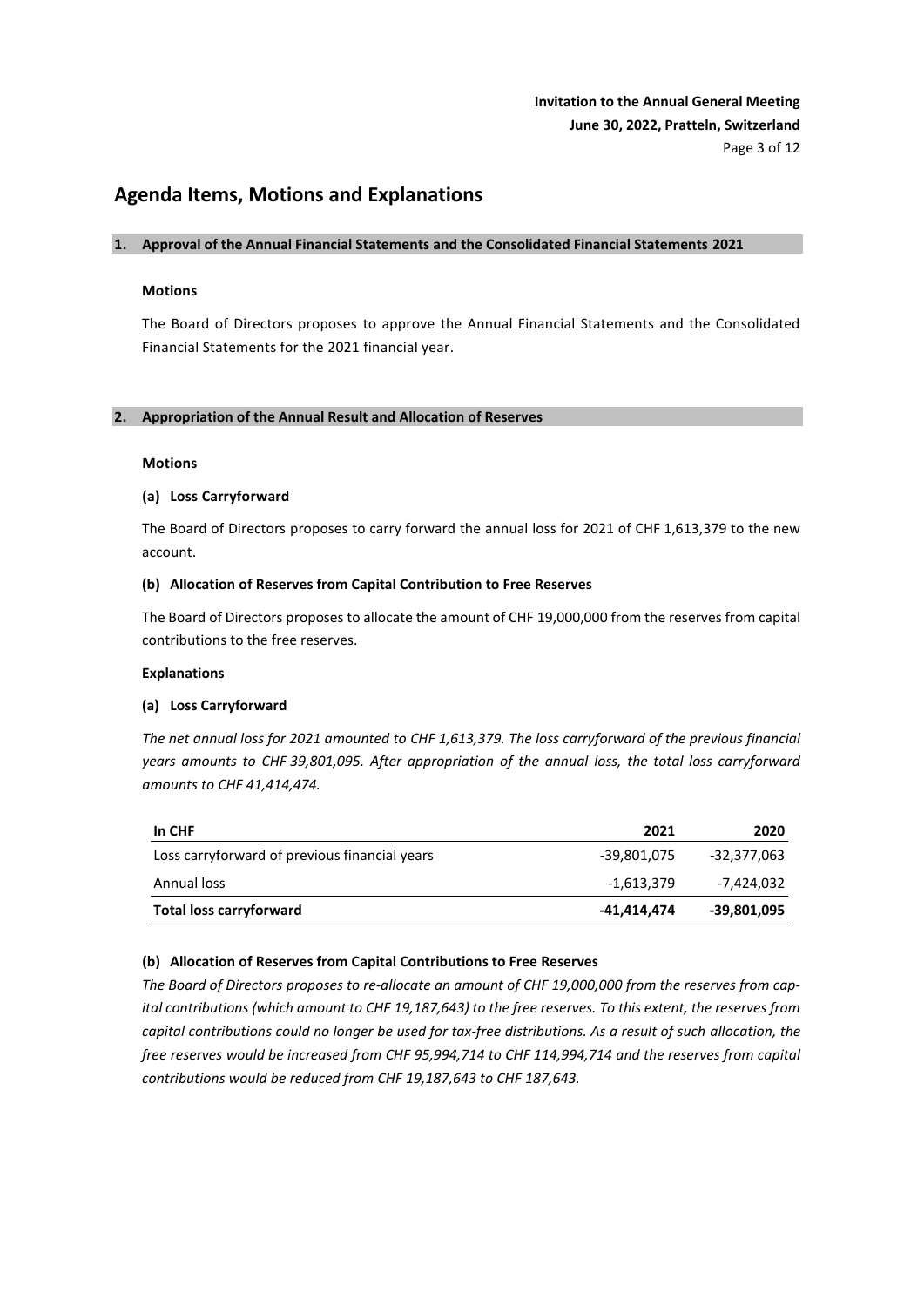## Agenda Items, Motions and Explanations

### 1. Approval of the Annual Financial Statements and the Consolidated Financial Statements 2021

**Motions**

The Board of Directors proposes to approve the Annual Financial Statements and the Consolidated Financial Statements for the 2021 financial year.

### 2. Appropriation of the Annual Result and Allocation of Reserves

**Motions**

**(a) Loss Carryforward**

The Board of Directors proposes to carry forward the annual loss for 2021 of CHF 1,613,379 to the new account.

**(b) Allocation of Reserves from Capital Contribution to Free Reserves**

The Board of Directors proposes to allocate the amount of CHF 19,000,000 from the reserves from capital contributions to the free reserves.

**Explanations**

**(a) Loss Carryforward**

*The net annual loss for 2021 amounted to CHF 1,613,379. The loss carryforward of the previous financial years amounts to CHF 39,801,095. After appropriation of the annual loss, the total loss carryforward amounts to CHF 41,414,474.*

| In CHF | 2021 | 2020 |
|---|---|---|
| Loss carryforward of previous financial years | -39,801,075 | -32,377,063 |
| Annual loss | -1,613,379 | -7,424,032 |
| **Total loss carryforward** | **-41,414,474** | **-39,801,095** |

**(b) Allocation of Reserves from Capital Contributions to Free Reserves**

*The Board of Directors proposes to re-allocate an amount of CHF 19,000,000 from the reserves from capital contributions (which amount to CHF 19,187,643) to the free reserves. To this extent, the reserves from capital contributions could no longer be used for tax-free distributions. As a result of such allocation, the free reserves would be increased from CHF 95,994,714 to CHF 114,994,714 and the reserves from capital contributions would be reduced from CHF 19,187,643 to CHF 187,643.*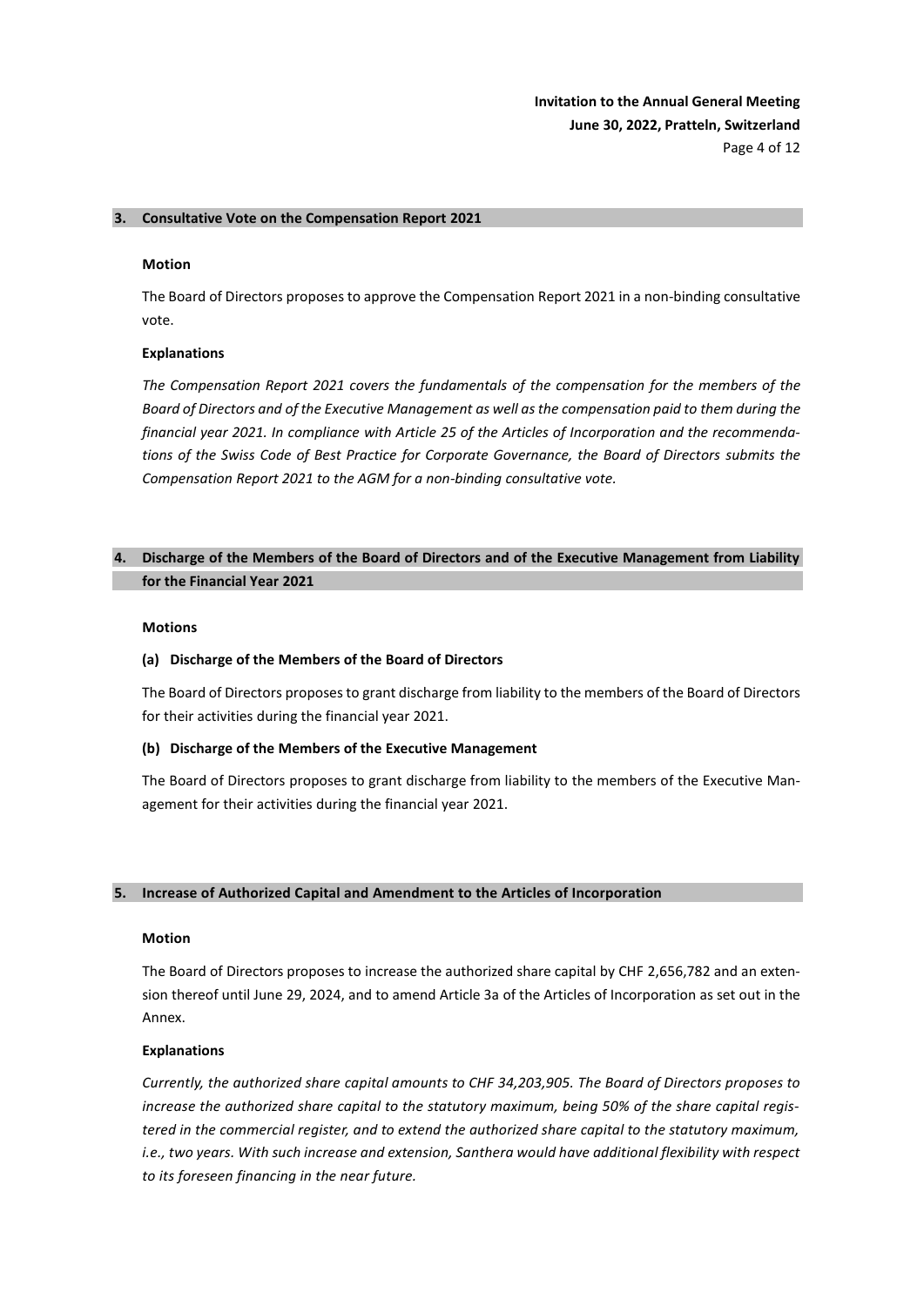## 3. Consultative Vote on the Compensation Report 2021

**Motion**

The Board of Directors proposes to approve the Compensation Report 2021 in a non-binding consultative vote.

**Explanations**

*The Compensation Report 2021 covers the fundamentals of the compensation for the members of the Board of Directors and of the Executive Management as well as the compensation paid to them during the financial year 2021. In compliance with Article 25 of the Articles of Incorporation and the recommendations of the Swiss Code of Best Practice for Corporate Governance, the Board of Directors submits the Compensation Report 2021 to the AGM for a non-binding consultative vote.*

## 4. Discharge of the Members of the Board of Directors and of the Executive Management from Liability for the Financial Year 2021

**Motions**

**(a) Discharge of the Members of the Board of Directors**

The Board of Directors proposes to grant discharge from liability to the members of the Board of Directors for their activities during the financial year 2021.

**(b) Discharge of the Members of the Executive Management**

The Board of Directors proposes to grant discharge from liability to the members of the Executive Management for their activities during the financial year 2021.

## 5. Increase of Authorized Capital and Amendment to the Articles of Incorporation

**Motion**

The Board of Directors proposes to increase the authorized share capital by CHF 2,656,782 and an extension thereof until June 29, 2024, and to amend Article 3a of the Articles of Incorporation as set out in the Annex.

**Explanations**

*Currently, the authorized share capital amounts to CHF 34,203,905. The Board of Directors proposes to increase the authorized share capital to the statutory maximum, being 50% of the share capital registered in the commercial register, and to extend the authorized share capital to the statutory maximum, i.e., two years. With such increase and extension, Santhera would have additional flexibility with respect to its foreseen financing in the near future.*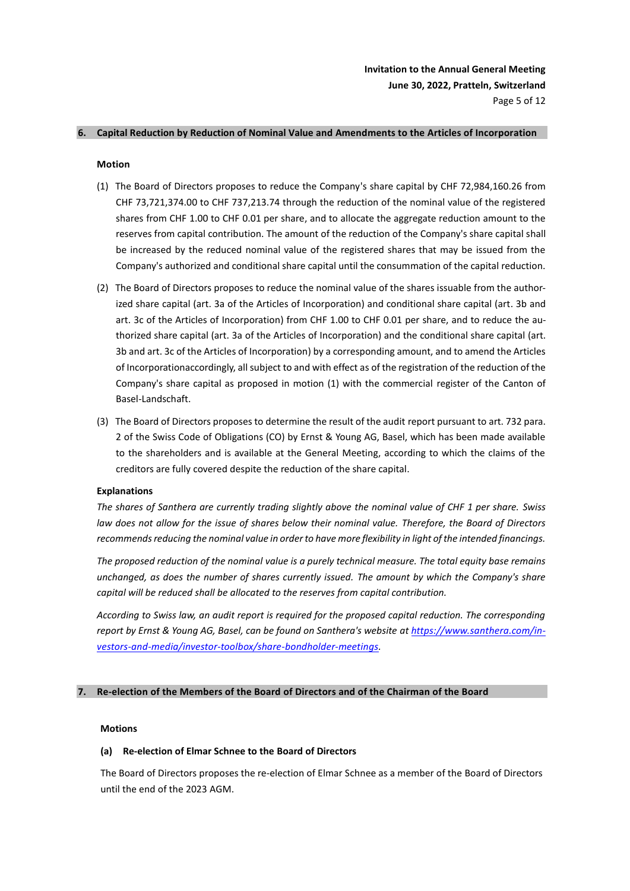## 6. Capital Reduction by Reduction of Nominal Value and Amendments to the Articles of Incorporation

**Motion**

(1) The Board of Directors proposes to reduce the Company's share capital by CHF 72,984,160.26 from CHF 73,721,374.00 to CHF 737,213.74 through the reduction of the nominal value of the registered shares from CHF 1.00 to CHF 0.01 per share, and to allocate the aggregate reduction amount to the reserves from capital contribution. The amount of the reduction of the Company's share capital shall be increased by the reduced nominal value of the registered shares that may be issued from the Company's authorized and conditional share capital until the consummation of the capital reduction.

(2) The Board of Directors proposes to reduce the nominal value of the shares issuable from the authorized share capital (art. 3a of the Articles of Incorporation) and conditional share capital (art. 3b and art. 3c of the Articles of Incorporation) from CHF 1.00 to CHF 0.01 per share, and to reduce the authorized share capital (art. 3a of the Articles of Incorporation) and the conditional share capital (art. 3b and art. 3c of the Articles of Incorporation) by a corresponding amount, and to amend the Articles of Incorporationaccordingly, all subject to and with effect as of the registration of the reduction of the Company's share capital as proposed in motion (1) with the commercial register of the Canton of Basel-Landschaft.

(3) The Board of Directors proposes to determine the result of the audit report pursuant to art. 732 para. 2 of the Swiss Code of Obligations (CO) by Ernst & Young AG, Basel, which has been made available to the shareholders and is available at the General Meeting, according to which the claims of the creditors are fully covered despite the reduction of the share capital.

**Explanations**

*The shares of Santhera are currently trading slightly above the nominal value of CHF 1 per share. Swiss law does not allow for the issue of shares below their nominal value. Therefore, the Board of Directors recommends reducing the nominal value in order to have more flexibility in light of the intended financings.*

*The proposed reduction of the nominal value is a purely technical measure. The total equity base remains unchanged, as does the number of shares currently issued. The amount by which the Company's share capital will be reduced shall be allocated to the reserves from capital contribution.*

*According to Swiss law, an audit report is required for the proposed capital reduction. The corresponding report by Ernst & Young AG, Basel, can be found on Santhera's website at https://www.santhera.com/investors-and-media/investor-toolbox/share-bondholder-meetings.*

## 7. Re-election of the Members of the Board of Directors and of the Chairman of the Board

**Motions**

**(a) Re-election of Elmar Schnee to the Board of Directors**

The Board of Directors proposes the re-election of Elmar Schnee as a member of the Board of Directors until the end of the 2023 AGM.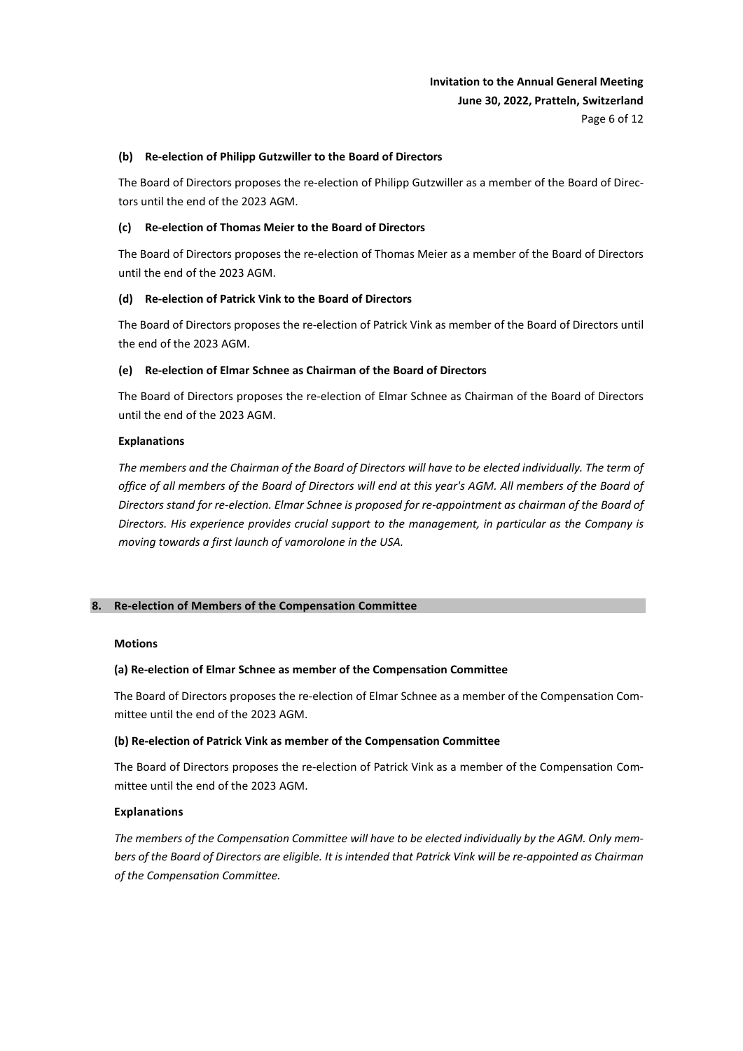**(b) Re-election of Philipp Gutzwiller to the Board of Directors**

The Board of Directors proposes the re-election of Philipp Gutzwiller as a member of the Board of Directors until the end of the 2023 AGM.

**(c) Re-election of Thomas Meier to the Board of Directors**

The Board of Directors proposes the re-election of Thomas Meier as a member of the Board of Directors until the end of the 2023 AGM.

**(d) Re-election of Patrick Vink to the Board of Directors**

The Board of Directors proposes the re-election of Patrick Vink as member of the Board of Directors until the end of the 2023 AGM.

**(e) Re-election of Elmar Schnee as Chairman of the Board of Directors**

The Board of Directors proposes the re-election of Elmar Schnee as Chairman of the Board of Directors until the end of the 2023 AGM.

**Explanations**

*The members and the Chairman of the Board of Directors will have to be elected individually. The term of office of all members of the Board of Directors will end at this year's AGM. All members of the Board of Directors stand for re-election. Elmar Schnee is proposed for re-appointment as chairman of the Board of Directors. His experience provides crucial support to the management, in particular as the Company is moving towards a first launch of vamorolone in the USA.*

## 8. Re-election of Members of the Compensation Committee

**Motions**

**(a) Re-election of Elmar Schnee as member of the Compensation Committee**

The Board of Directors proposes the re-election of Elmar Schnee as a member of the Compensation Committee until the end of the 2023 AGM.

**(b) Re-election of Patrick Vink as member of the Compensation Committee**

The Board of Directors proposes the re-election of Patrick Vink as a member of the Compensation Committee until the end of the 2023 AGM.

**Explanations**

*The members of the Compensation Committee will have to be elected individually by the AGM. Only members of the Board of Directors are eligible. It is intended that Patrick Vink will be re-appointed as Chairman of the Compensation Committee.*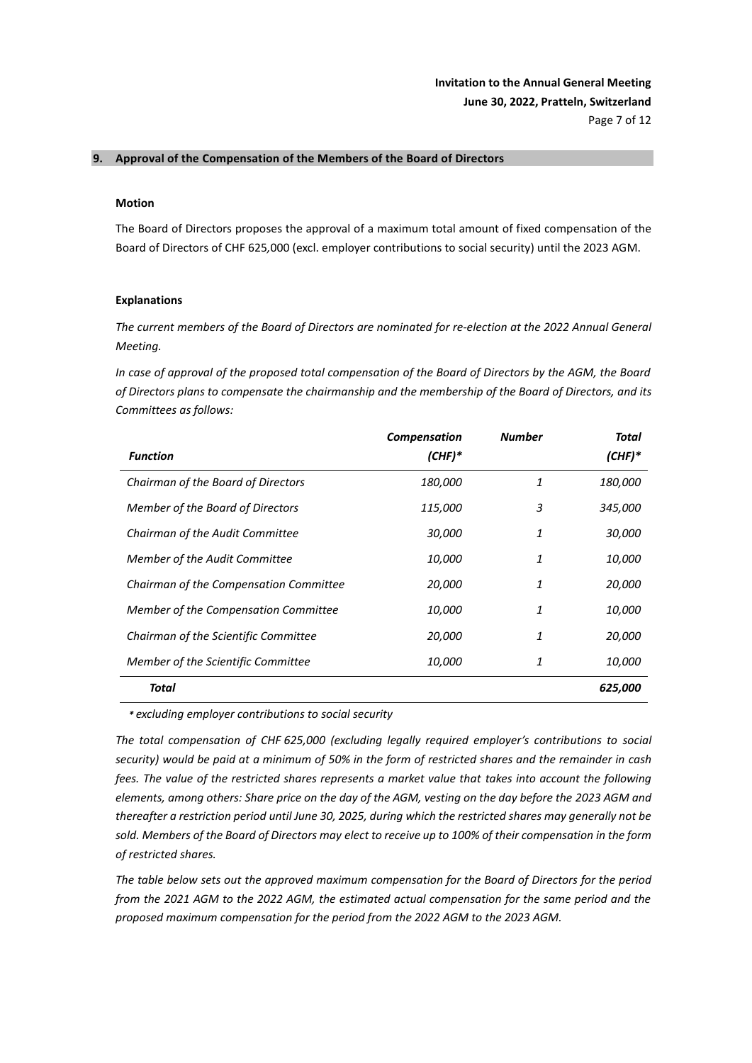## 9. Approval of the Compensation of the Members of the Board of Directors

### Motion

The Board of Directors proposes the approval of a maximum total amount of fixed compensation of the Board of Directors of CHF 625,000 (excl. employer contributions to social security) until the 2023 AGM.

### Explanations

*The current members of the Board of Directors are nominated for re-election at the 2022 Annual General Meeting.*

*In case of approval of the proposed total compensation of the Board of Directors by the AGM, the Board of Directors plans to compensate the chairmanship and the membership of the Board of Directors, and its Committees as follows:*

| *Function* | *Compensation (CHF)\** | *Number* | *Total (CHF)\** |
|---|---|---|---|
| *Chairman of the Board of Directors* | *180,000* | *1* | *180,000* |
| *Member of the Board of Directors* | *115,000* | *3* | *345,000* |
| *Chairman of the Audit Committee* | *30,000* | *1* | *30,000* |
| *Member of the Audit Committee* | *10,000* | *1* | *10,000* |
| *Chairman of the Compensation Committee* | *20,000* | *1* | *20,000* |
| *Member of the Compensation Committee* | *10,000* | *1* | *10,000* |
| *Chairman of the Scientific Committee* | *20,000* | *1* | *20,000* |
| *Member of the Scientific Committee* | *10,000* | *1* | *10,000* |
| ***Total*** | | | ***625,000*** |

*\* excluding employer contributions to social security*

*The total compensation of CHF 625,000 (excluding legally required employer's contributions to social security) would be paid at a minimum of 50% in the form of restricted shares and the remainder in cash fees. The value of the restricted shares represents a market value that takes into account the following elements, among others: Share price on the day of the AGM, vesting on the day before the 2023 AGM and thereafter a restriction period until June 30, 2025, during which the restricted shares may generally not be sold. Members of the Board of Directors may elect to receive up to 100% of their compensation in the form of restricted shares.*

*The table below sets out the approved maximum compensation for the Board of Directors for the period from the 2021 AGM to the 2022 AGM, the estimated actual compensation for the same period and the proposed maximum compensation for the period from the 2022 AGM to the 2023 AGM.*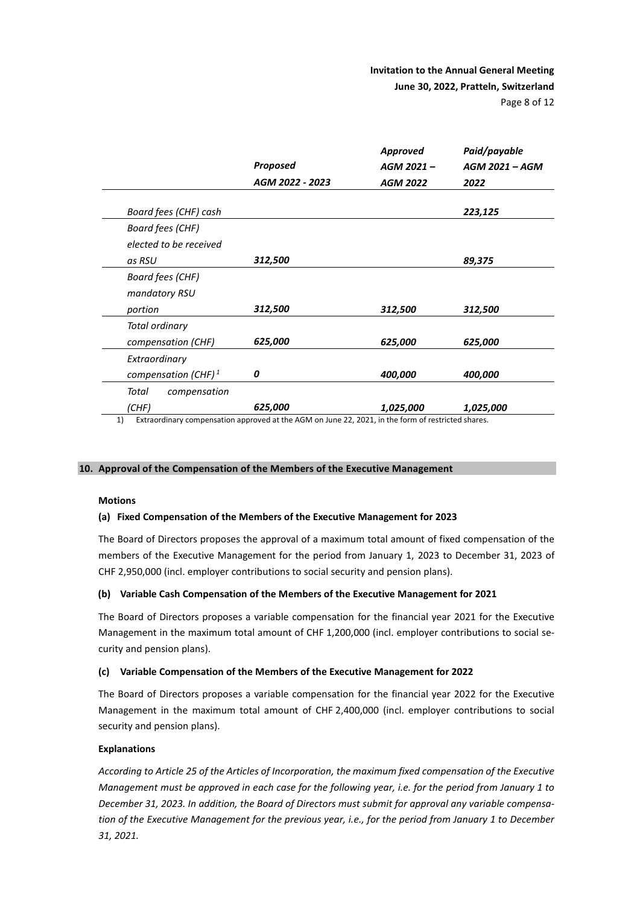| | *Proposed AGM 2022 - 2023* | *Approved AGM 2021 – AGM 2022* | *Paid/payable AGM 2021 – AGM 2022* |
|---|---|---|---|
| *Board fees (CHF) cash* | | | *223,125* |
| *Board fees (CHF) elected to be received as RSU* | *312,500* | | *89,375* |
| *Board fees (CHF) mandatory RSU portion* | *312,500* | *312,500* | *312,500* |
| *Total ordinary compensation (CHF)* | *625,000* | *625,000* | *625,000* |
| *Extraordinary compensation (CHF)* [1] | *0* | *400,000* | *400,000* |
| *Total compensation (CHF)* | *625,000* | *1,025,000* | *1,025,000* |

1) Extraordinary compensation approved at the AGM on June 22, 2021, in the form of restricted shares.

## 10. Approval of the Compensation of the Members of the Executive Management

**Motions**

**(a) Fixed Compensation of the Members of the Executive Management for 2023**

The Board of Directors proposes the approval of a maximum total amount of fixed compensation of the members of the Executive Management for the period from January 1, 2023 to December 31, 2023 of CHF 2,950,000 (incl. employer contributions to social security and pension plans).

**(b) Variable Cash Compensation of the Members of the Executive Management for 2021**

The Board of Directors proposes a variable compensation for the financial year 2021 for the Executive Management in the maximum total amount of CHF 1,200,000 (incl. employer contributions to social security and pension plans).

**(c) Variable Compensation of the Members of the Executive Management for 2022**

The Board of Directors proposes a variable compensation for the financial year 2022 for the Executive Management in the maximum total amount of CHF 2,400,000 (incl. employer contributions to social security and pension plans).

**Explanations**

*According to Article 25 of the Articles of Incorporation, the maximum fixed compensation of the Executive Management must be approved in each case for the following year, i.e. for the period from January 1 to December 31, 2023. In addition, the Board of Directors must submit for approval any variable compensation of the Executive Management for the previous year, i.e., for the period from January 1 to December 31, 2021.*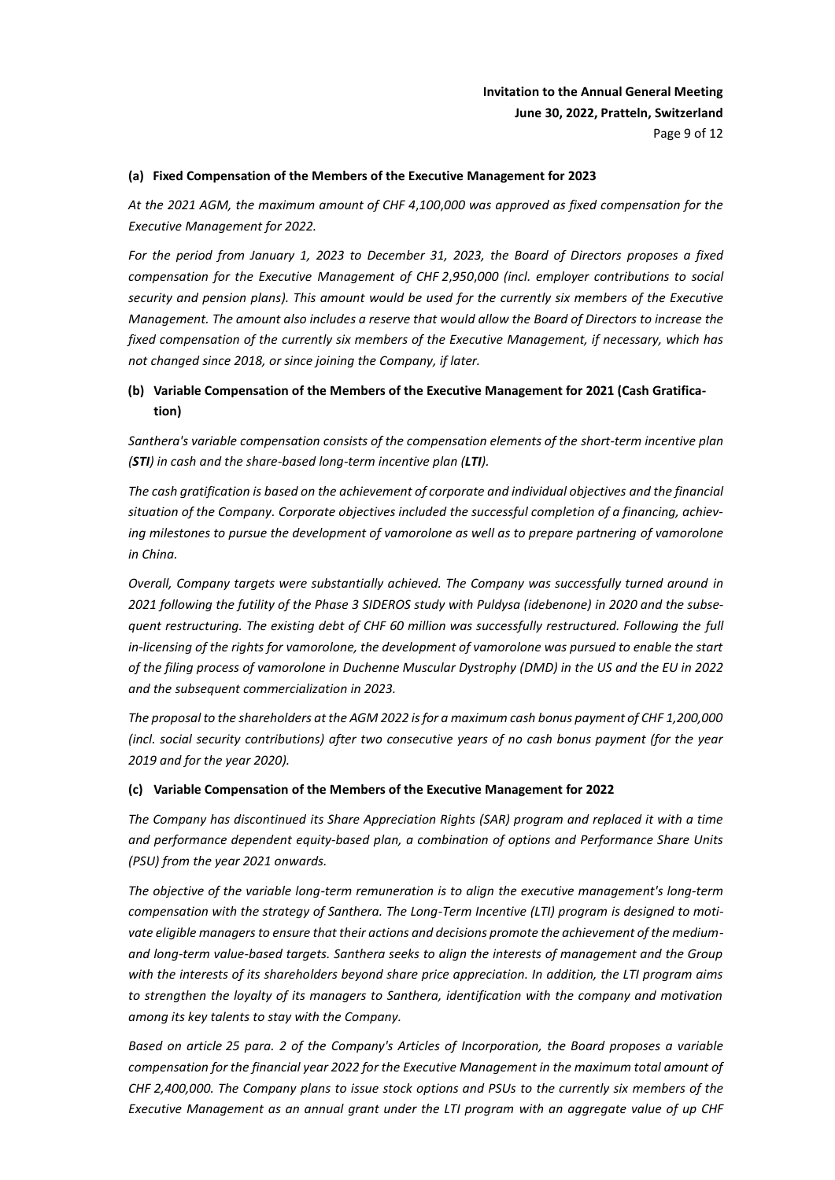**(a) Fixed Compensation of the Members of the Executive Management for 2023**

*At the 2021 AGM, the maximum amount of CHF 4,100,000 was approved as fixed compensation for the Executive Management for 2022.*

*For the period from January 1, 2023 to December 31, 2023, the Board of Directors proposes a fixed compensation for the Executive Management of CHF 2,950,000 (incl. employer contributions to social security and pension plans). This amount would be used for the currently six members of the Executive Management. The amount also includes a reserve that would allow the Board of Directors to increase the fixed compensation of the currently six members of the Executive Management, if necessary, which has not changed since 2018, or since joining the Company, if later.*

**(b) Variable Compensation of the Members of the Executive Management for 2021 (Cash Gratification)**

*Santhera's variable compensation consists of the compensation elements of the short-term incentive plan (**STI**) in cash and the share-based long-term incentive plan (**LTI**).*

*The cash gratification is based on the achievement of corporate and individual objectives and the financial situation of the Company. Corporate objectives included the successful completion of a financing, achieving milestones to pursue the development of vamorolone as well as to prepare partnering of vamorolone in China.*

*Overall, Company targets were substantially achieved. The Company was successfully turned around in 2021 following the futility of the Phase 3 SIDEROS study with Puldysa (idebenone) in 2020 and the subsequent restructuring. The existing debt of CHF 60 million was successfully restructured. Following the full in-licensing of the rights for vamorolone, the development of vamorolone was pursued to enable the start of the filing process of vamorolone in Duchenne Muscular Dystrophy (DMD) in the US and the EU in 2022 and the subsequent commercialization in 2023.*

*The proposal to the shareholders at the AGM 2022 is for a maximum cash bonus payment of CHF 1,200,000 (incl. social security contributions) after two consecutive years of no cash bonus payment (for the year 2019 and for the year 2020).*

**(c) Variable Compensation of the Members of the Executive Management for 2022**

*The Company has discontinued its Share Appreciation Rights (SAR) program and replaced it with a time and performance dependent equity-based plan, a combination of options and Performance Share Units (PSU) from the year 2021 onwards.*

*The objective of the variable long-term remuneration is to align the executive management's long-term compensation with the strategy of Santhera. The Long-Term Incentive (LTI) program is designed to motivate eligible managers to ensure that their actions and decisions promote the achievement of the medium- and long-term value-based targets. Santhera seeks to align the interests of management and the Group with the interests of its shareholders beyond share price appreciation. In addition, the LTI program aims to strengthen the loyalty of its managers to Santhera, identification with the company and motivation among its key talents to stay with the Company.*

*Based on article 25 para. 2 of the Company's Articles of Incorporation, the Board proposes a variable compensation for the financial year 2022 for the Executive Management in the maximum total amount of CHF 2,400,000. The Company plans to issue stock options and PSUs to the currently six members of the Executive Management as an annual grant under the LTI program with an aggregate value of up CHF*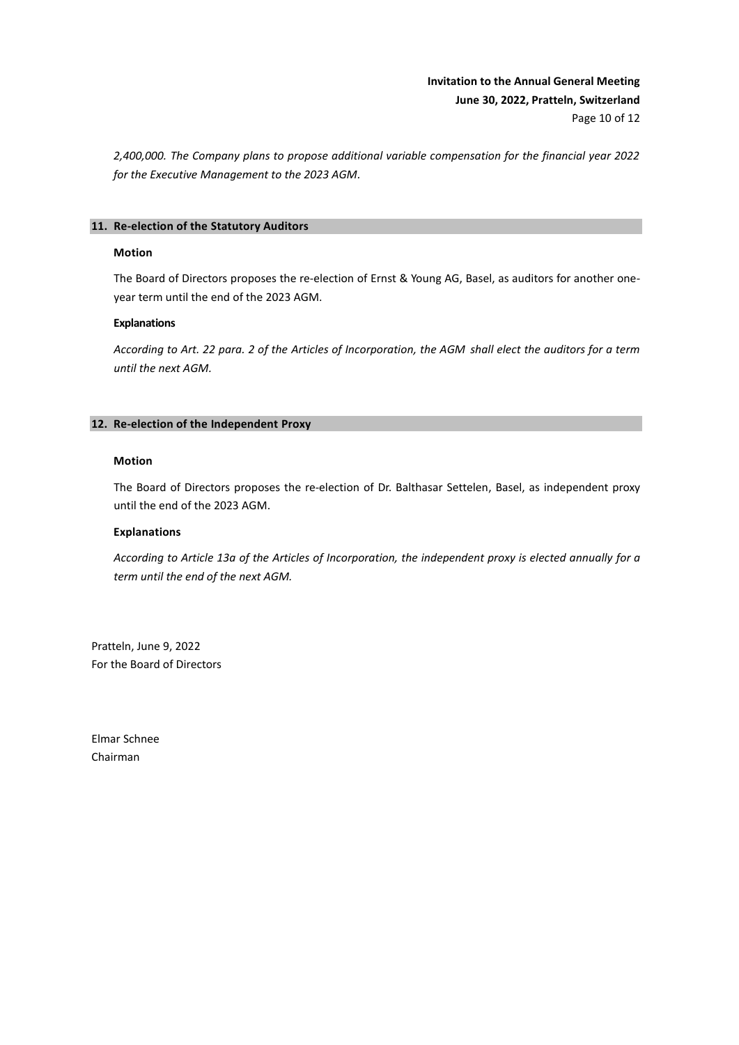*2,400,000. The Company plans to propose additional variable compensation for the financial year 2022 for the Executive Management to the 2023 AGM.*

## 11. Re-election of the Statutory Auditors

**Motion**

The Board of Directors proposes the re-election of Ernst & Young AG, Basel, as auditors for another one-year term until the end of the 2023 AGM.

**Explanations**

*According to Art. 22 para. 2 of the Articles of Incorporation, the AGM shall elect the auditors for a term until the next AGM.*

## 12. Re-election of the Independent Proxy

**Motion**

The Board of Directors proposes the re-election of Dr. Balthasar Settelen, Basel, as independent proxy until the end of the 2023 AGM.

**Explanations**

*According to Article 13a of the Articles of Incorporation, the independent proxy is elected annually for a term until the end of the next AGM.*

Pratteln, June 9, 2022
For the Board of Directors

Elmar Schnee
Chairman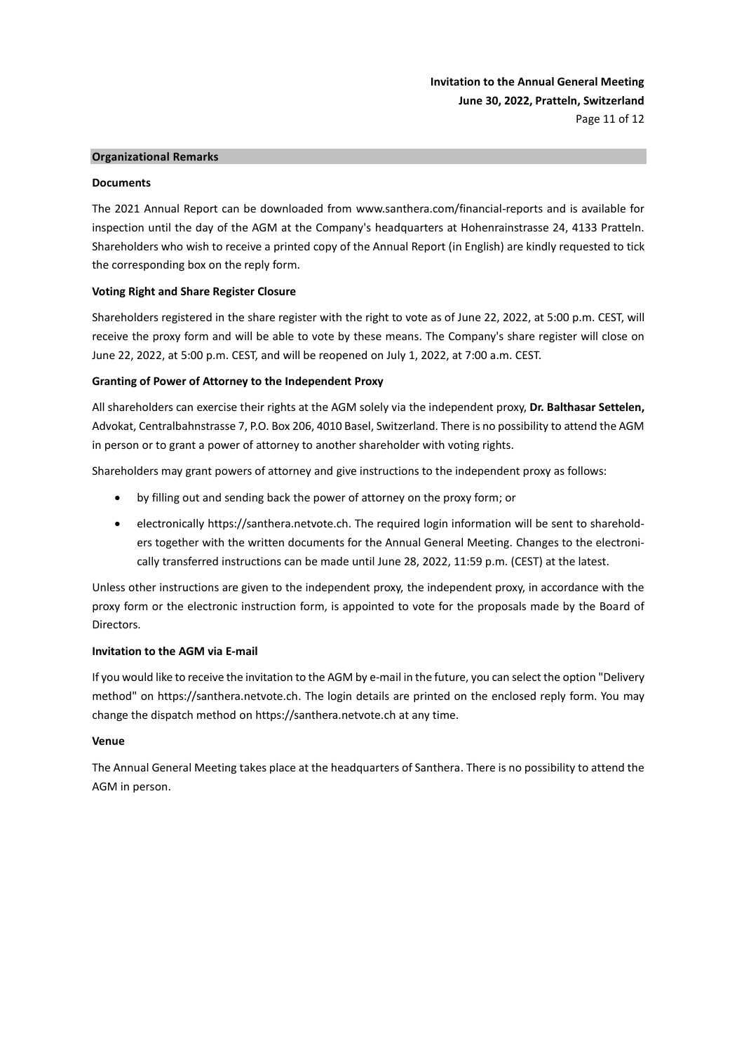## Organizational Remarks

### Documents

The 2021 Annual Report can be downloaded from www.santhera.com/financial-reports and is available for inspection until the day of the AGM at the Company's headquarters at Hohenrainstrasse 24, 4133 Pratteln. Shareholders who wish to receive a printed copy of the Annual Report (in English) are kindly requested to tick the corresponding box on the reply form.

### Voting Right and Share Register Closure

Shareholders registered in the share register with the right to vote as of June 22, 2022, at 5:00 p.m. CEST, will receive the proxy form and will be able to vote by these means. The Company's share register will close on June 22, 2022, at 5:00 p.m. CEST, and will be reopened on July 1, 2022, at 7:00 a.m. CEST.

### Granting of Power of Attorney to the Independent Proxy

All shareholders can exercise their rights at the AGM solely via the independent proxy, **Dr. Balthasar Settelen,** Advokat, Centralbahnstrasse 7, P.O. Box 206, 4010 Basel, Switzerland. There is no possibility to attend the AGM in person or to grant a power of attorney to another shareholder with voting rights.

Shareholders may grant powers of attorney and give instructions to the independent proxy as follows:

- by filling out and sending back the power of attorney on the proxy form; or
- electronically https://santhera.netvote.ch. The required login information will be sent to shareholders together with the written documents for the Annual General Meeting. Changes to the electronically transferred instructions can be made until June 28, 2022, 11:59 p.m. (CEST) at the latest.

Unless other instructions are given to the independent proxy, the independent proxy, in accordance with the proxy form or the electronic instruction form, is appointed to vote for the proposals made by the Board of Directors.

### Invitation to the AGM via E-mail

If you would like to receive the invitation to the AGM by e-mail in the future, you can select the option "Delivery method" on https://santhera.netvote.ch. The login details are printed on the enclosed reply form. You may change the dispatch method on https://santhera.netvote.ch at any time.

### Venue

The Annual General Meeting takes place at the headquarters of Santhera. There is no possibility to attend the AGM in person.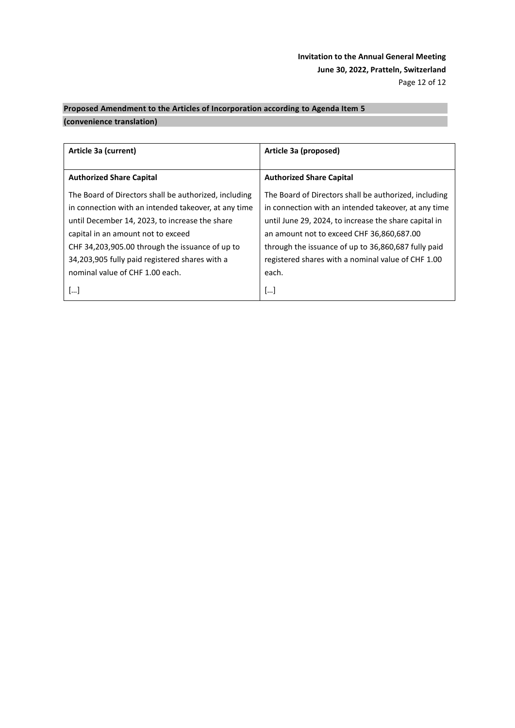**Proposed Amendment to the Articles of Incorporation according to Agenda Item 5 (convenience translation)**

| Article 3a (current) | Article 3a (proposed) |
| --- | --- |
| **Authorized Share Capital** | **Authorized Share Capital** |
| The Board of Directors shall be authorized, including in connection with an intended takeover, at any time until December 14, 2023, to increase the share capital in an amount not to exceed CHF 34,203,905.00 through the issuance of up to 34,203,905 fully paid registered shares with a nominal value of CHF 1.00 each. | The Board of Directors shall be authorized, including in connection with an intended takeover, at any time until June 29, 2024, to increase the share capital in an amount not to exceed CHF 36,860,687.00 through the issuance of up to 36,860,687 fully paid registered shares with a nominal value of CHF 1.00 each. |
| […] | […] |